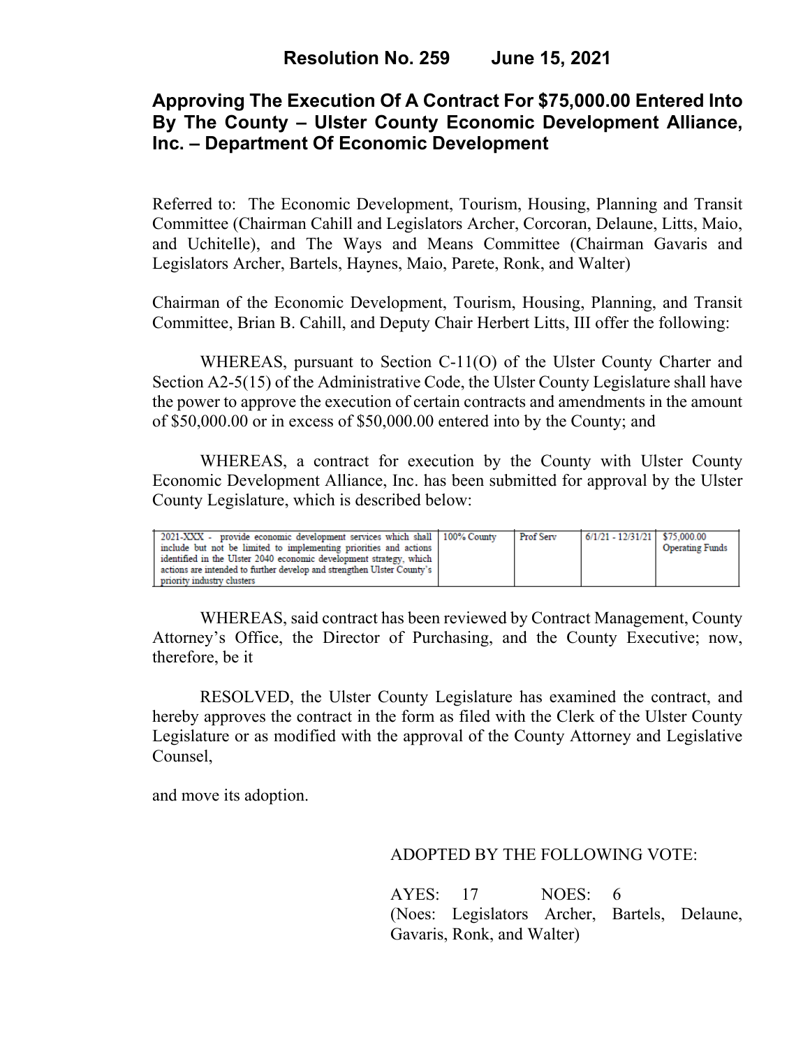# Resolution No. 259 June 15, 2021

## Approving The Execution Of A Contract For $75,000.00 Entered Into By The County – Ulster County Economic Development Alliance, Inc. – Department Of Economic Development

Referred to: The Economic Development, Tourism, Housing, Planning and Transit Committee (Chairman Cahill and Legislators Archer, Corcoran, Delaune, Litts, Maio, and Uchitelle), and The Ways and Means Committee (Chairman Gavaris and Legislators Archer, Bartels, Haynes, Maio, Parete, Ronk, and Walter)

Chairman of the Economic Development, Tourism, Housing, Planning, and Transit Committee, Brian B. Cahill, and Deputy Chair Herbert Litts, III offer the following:

WHEREAS, pursuant to Section C-11(O) of the Ulster County Charter and Section A2-5(15) of the Administrative Code, the Ulster County Legislature shall have the power to approve the execution of certain contracts and amendments in the amount of $50,000.00 or in excess of $50,000.00 entered into by the County; and

WHEREAS, a contract for execution by the County with Ulster County Economic Development Alliance, Inc. has been submitted for approval by the Ulster County Legislature, which is described below:

| | | | | |
|---|---|---|---|---|
| 2021-XXX - provide economic development services which shall include but not be limited to implementing priorities and actions identified in the Ulster 2040 economic development strategy, which actions are intended to further develop and strengthen Ulster County's priority industry clusters | 100% County | Prof Serv | 6/1/21 - 12/31/21 | $75,000.00 Operating Funds |

WHEREAS, said contract has been reviewed by Contract Management, County Attorney's Office, the Director of Purchasing, and the County Executive; now, therefore, be it

RESOLVED, the Ulster County Legislature has examined the contract, and hereby approves the contract in the form as filed with the Clerk of the Ulster County Legislature or as modified with the approval of the County Attorney and Legislative Counsel,

and move its adoption.

ADOPTED BY THE FOLLOWING VOTE:

AYES: 17 NOES: 6
(Noes: Legislators Archer, Bartels, Delaune, Gavaris, Ronk, and Walter)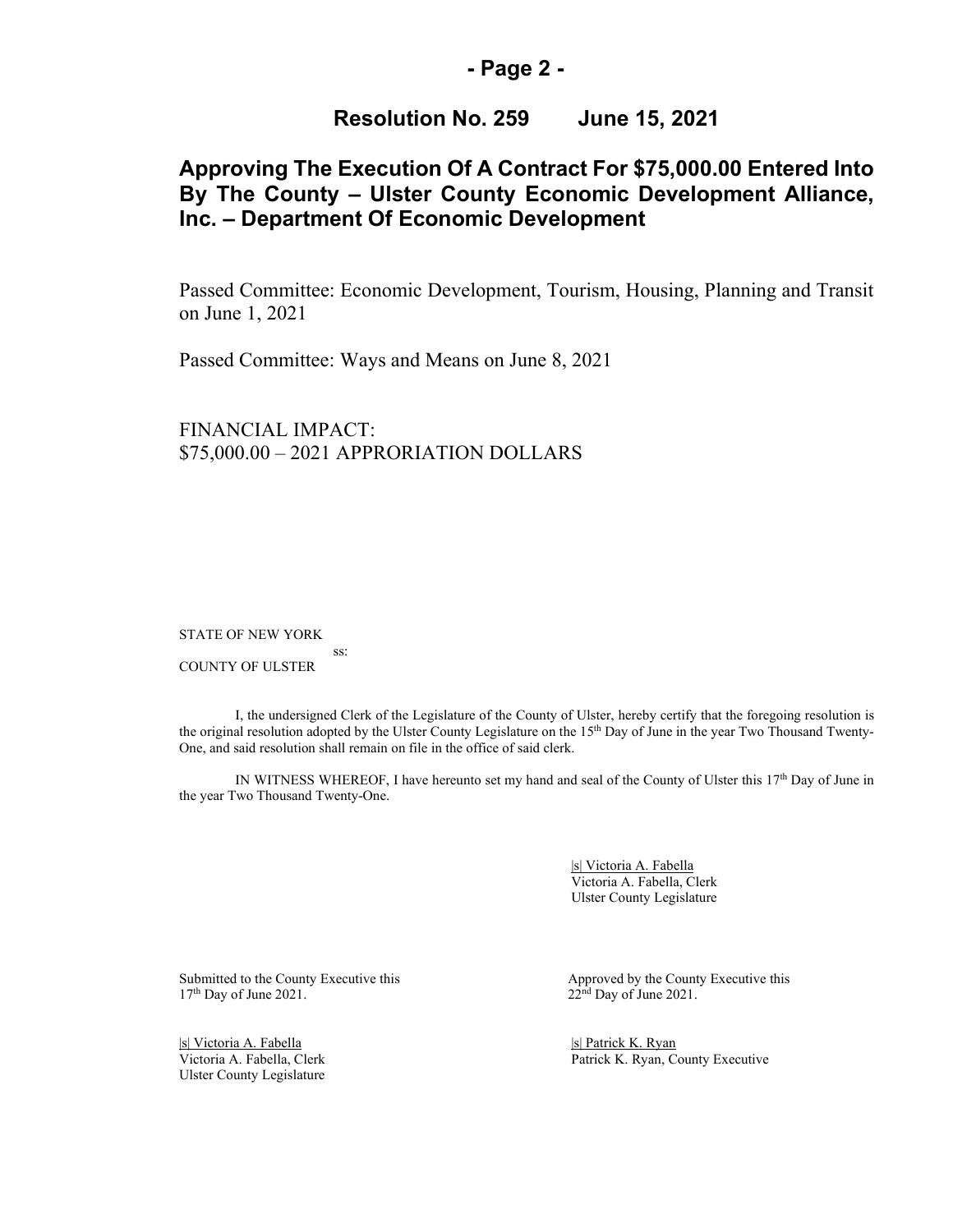## Resolution No. 259 June 15, 2021

## Approving The Execution Of A Contract For $75,000.00 Entered Into By The County – Ulster County Economic Development Alliance, Inc. – Department Of Economic Development

Passed Committee: Economic Development, Tourism, Housing, Planning and Transit on June 1, 2021

Passed Committee: Ways and Means on June 8, 2021

FINANCIAL IMPACT:
$75,000.00 – 2021 APPRORIATION DOLLARS

STATE OF NEW YORK
ss:
COUNTY OF ULSTER

I, the undersigned Clerk of the Legislature of the County of Ulster, hereby certify that the foregoing resolution is the original resolution adopted by the Ulster County Legislature on the 15th Day of June in the year Two Thousand Twenty-One, and said resolution shall remain on file in the office of said clerk.

IN WITNESS WHEREOF, I have hereunto set my hand and seal of the County of Ulster this 17th Day of June in the year Two Thousand Twenty-One.

|s| Victoria A. Fabella
Victoria A. Fabella, Clerk
Ulster County Legislature

Submitted to the County Executive this 17th Day of June 2021.

|s| Victoria A. Fabella
Victoria A. Fabella, Clerk
Ulster County Legislature

Approved by the County Executive this 22nd Day of June 2021.

|s| Patrick K. Ryan
Patrick K. Ryan, County Executive